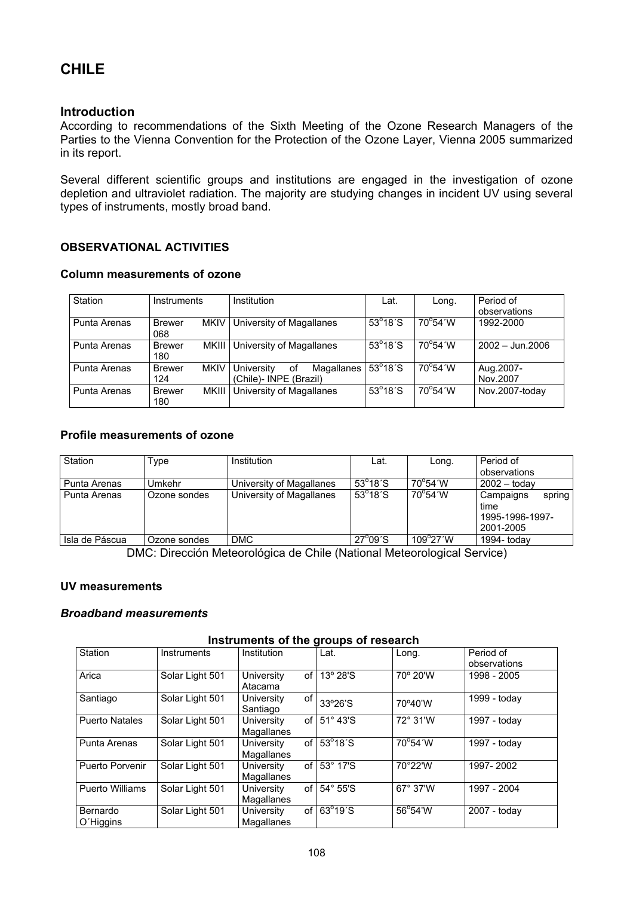# CHILE

## Introduction

According to recommendations of the Sixth Meeting of the Ozone Research Managers of the Parties to the Vienna Convention for the Protection of the Ozone Layer, Vienna 2005 summarized in its report.

Several different scientific groups and institutions are engaged in the investigation of ozone depletion and ultraviolet radiation. The majority are studying changes in incident UV using several types of instruments, mostly broad band.

### OBSERVATIONAL ACTIVITIES

#### Column measurements of ozone

| Station | Instruments | Institution | Lat. | Long. | Period of observations |
|---|---|---|---|---|---|
| Punta Arenas | Brewer MKIV 068 | University of Magallanes | 53°18´S | 70°54´W | 1992-2000 |
| Punta Arenas | Brewer MKIII 180 | University of Magallanes | 53°18´S | 70°54´W | 2002 – Jun.2006 |
| Punta Arenas | Brewer MKIV 124 | University of Magallanes (Chile)- INPE (Brazil) | 53°18´S | 70°54´W | Aug.2007-Nov.2007 |
| Punta Arenas | Brewer MKIII 180 | University of Magallanes | 53°18´S | 70°54´W | Nov.2007-today |

#### Profile measurements of ozone

| Station | Type | Institution | Lat. | Long. | Period of observations |
|---|---|---|---|---|---|
| Punta Arenas | Umkehr | University of Magallanes | 53°18´S | 70°54´W | 2002 – today |
| Punta Arenas | Ozone sondes | University of Magallanes | 53°18´S | 70°54´W | Campaigns spring time 1995-1996-1997-2001-2005 |
| Isla de Páscua | Ozone sondes | DMC | 27°09´S | 109°27´W | 1994- today |

DMC: Dirección Meteorológica de Chile (National Meteorological Service)

#### UV measurements

#### *Broadband measurements*

**Instruments of the groups of research**

| Station | Instruments | Institution | Lat. | Long. | Period of observations |
|---|---|---|---|---|---|
| Arica | Solar Light 501 | University of Atacama | 13º 28'S | 70º 20'W | 1998 - 2005 |
| Santiago | Solar Light 501 | University of Santiago | 33º26'S | 70º40'W | 1999 - today |
| Puerto Natales | Solar Light 501 | University of Magallanes | 51° 43'S | 72° 31'W | 1997 - today |
| Punta Arenas | Solar Light 501 | University of Magallanes | 53°18´S | 70°54´W | 1997 - today |
| Puerto Porvenir | Solar Light 501 | University of Magallanes | 53° 17'S | 70°22'W | 1997- 2002 |
| Puerto Williams | Solar Light 501 | University of Magallanes | 54° 55'S | 67° 37'W | 1997 - 2004 |
| Bernardo O´Higgins | Solar Light 501 | University of Magallanes | 63°19´S | 56°54'W | 2007 - today |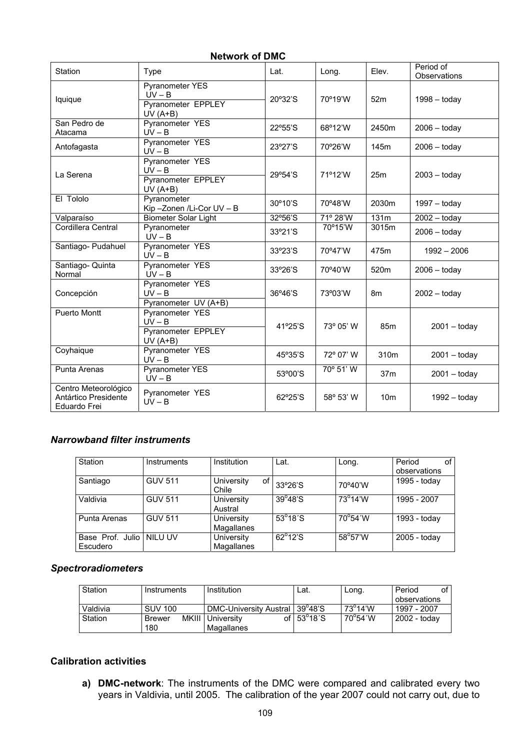**Network of DMC**

| Station | Type | Lat. | Long. | Elev. | Period of Observations |
|---|---|---|---|---|---|
| Iquique | Pyranometer YES UV – B<br>Pyranometer EPPLEY UV (A+B) | 20º32'S | 70º19'W | 52m | 1998 – today |
| San Pedro de Atacama | Pyranometer YES UV – B | 22º55'S | 68º12'W | 2450m | 2006 – today |
| Antofagasta | Pyranometer YES UV – B | 23º27'S | 70º26'W | 145m | 2006 – today |
| La Serena | Pyranometer YES UV – B<br>Pyranometer EPPLEY UV (A+B) | 29º54'S | 71º12'W | 25m | 2003 – today |
| El Tololo | Pyranometer Kip –Zonen /Li-Cor UV – B | 30º10'S | 70º48'W | 2030m | 1997 – today |
| Valparaíso | Biometer Solar Light | 32º56'S | 71º 28'W | 131m | 2002 – today |
| Cordillera Central | Pyranometer UV – B | 33º21'S | 70º15'W | 3015m | 2006 – today |
| Santiago- Pudahuel | Pyranometer YES UV – B | 33º23'S | 70º47'W | 475m | 1992 – 2006 |
| Santiago- Quinta Normal | Pyranometer YES UV – B | 33º26'S | 70º40'W | 520m | 2006 – today |
| Concepción | Pyranometer YES UV – B<br>Pyranometer UV (A+B) | 36º46'S | 73º03'W | 8m | 2002 – today |
| Puerto Montt | Pyranometer YES UV – B<br>Pyranometer EPPLEY UV (A+B) | 41º25'S | 73º 05' W | 85m | 2001 – today |
| Coyhaique | Pyranometer YES UV – B | 45º35'S | 72º 07' W | 310m | 2001 – today |
| Punta Arenas | Pyranometer YES UV – B | 53º00'S | 70º 51' W | 37m | 2001 – today |
| Centro Meteorológico Antártico Presidente Eduardo Frei | Pyranometer YES UV – B | 62º25'S | 58º 53' W | 10m | 1992 – today |

### *Narrowband filter instruments*

| Station | Instruments | Institution | Lat. | Long. | Period of observations |
|---|---|---|---|---|---|
| Santiago | GUV 511 | University of Chile | 33º26'S | 70º40'W | 1995 - today |
| Valdivia | GUV 511 | University Austral | 39°48'S | 73°14'W | 1995 - 2007 |
| Punta Arenas | GUV 511 | University Magallanes | 53°18´S | 70°54´W | 1993 - today |
| Base Prof. Julio Escudero | NILU UV | University Magallanes | 62°12'S | 58°57'W | 2005 - today |

### *Spectroradiometers*

| Station | Instruments | Institution | Lat. | Long. | Period of observations |
|---|---|---|---|---|---|
| Valdivia | SUV 100 | DMC-University Austral | 39°48'S | 73°14'W | 1997 - 2007 |
| Station | Brewer MKIII 180 | University of Magallanes | 53°18´S | 70°54´W | 2002 - today |

### Calibration activities

a) **DMC-network**: The instruments of the DMC were compared and calibrated every two years in Valdivia, until 2005. The calibration of the year 2007 could not carry out, due to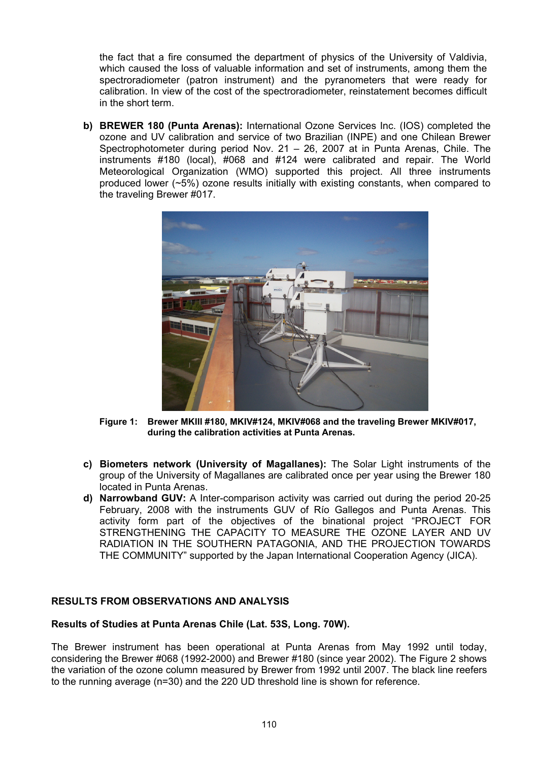the fact that a fire consumed the department of physics of the University of Valdivia, which caused the loss of valuable information and set of instruments, among them the spectroradiometer (patron instrument) and the pyranometers that were ready for calibration. In view of the cost of the spectroradiometer, reinstatement becomes difficult in the short term.

b) **BREWER 180 (Punta Arenas):** International Ozone Services Inc. (IOS) completed the ozone and UV calibration and service of two Brazilian (INPE) and one Chilean Brewer Spectrophotometer during period Nov. 21 – 26, 2007 at in Punta Arenas, Chile. The instruments #180 (local), #068 and #124 were calibrated and repair. The World Meteorological Organization (WMO) supported this project. All three instruments produced lower (~5%) ozone results initially with existing constants, when compared to the traveling Brewer #017.

**Figure 1: Brewer MKIII #180, MKIV#124, MKIV#068 and the traveling Brewer MKIV#017, during the calibration activities at Punta Arenas.**

c) **Biometers network (University of Magallanes):** The Solar Light instruments of the group of the University of Magallanes are calibrated once per year using the Brewer 180 located in Punta Arenas.

d) **Narrowband GUV:** A Inter-comparison activity was carried out during the period 20-25 February, 2008 with the instruments GUV of Río Gallegos and Punta Arenas. This activity form part of the objectives of the binational project "PROJECT FOR STRENGTHENING THE CAPACITY TO MEASURE THE OZONE LAYER AND UV RADIATION IN THE SOUTHERN PATAGONIA, AND THE PROJECTION TOWARDS THE COMMUNITY" supported by the Japan International Cooperation Agency (JICA).

## RESULTS FROM OBSERVATIONS AND ANALYSIS

### Results of Studies at Punta Arenas Chile (Lat. 53S, Long. 70W).

The Brewer instrument has been operational at Punta Arenas from May 1992 until today, considering the Brewer #068 (1992-2000) and Brewer #180 (since year 2002). The Figure 2 shows the variation of the ozone column measured by Brewer from 1992 until 2007. The black line reefers to the running average (n=30) and the 220 UD threshold line is shown for reference.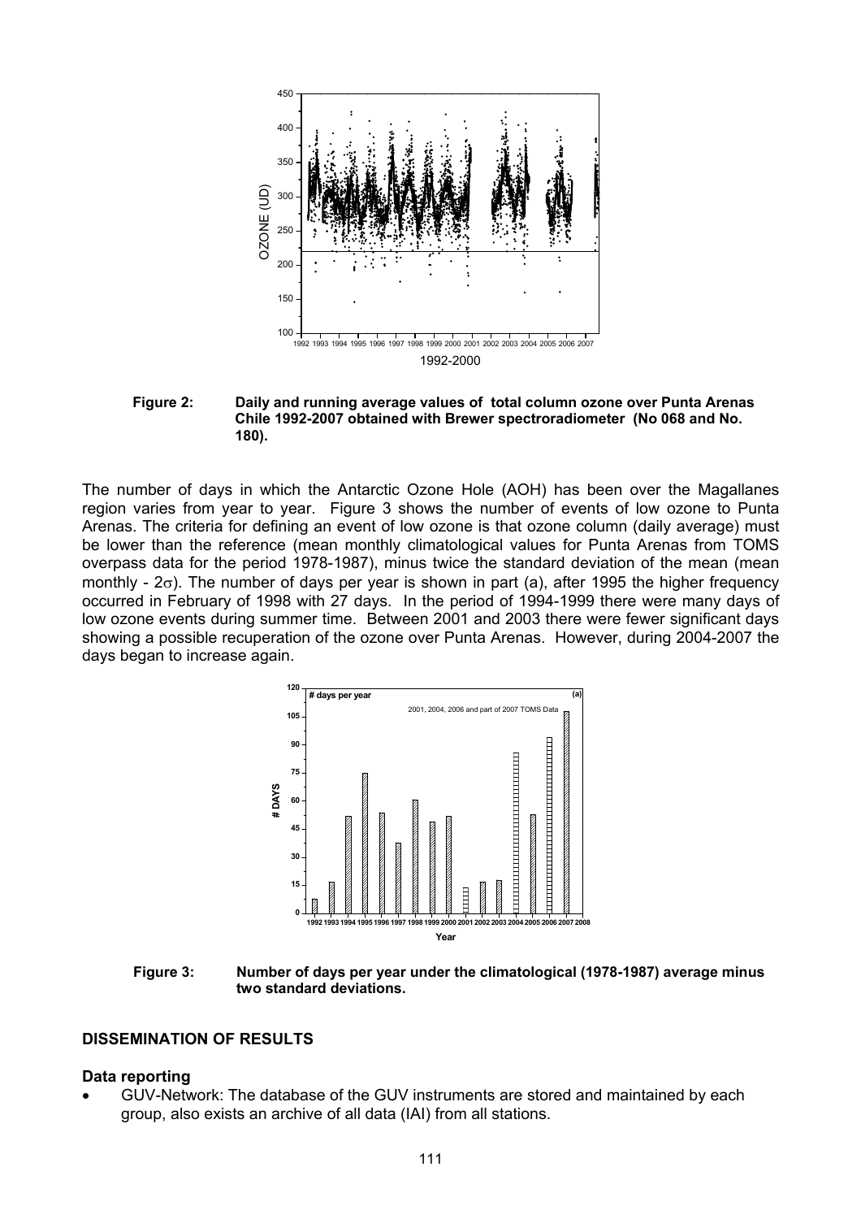**Figure 2:** Daily and running average values of total column ozone over Punta Arenas Chile 1992-2007 obtained with Brewer spectroradiometer (No 068 and No. 180).

The number of days in which the Antarctic Ozone Hole (AOH) has been over the Magallanes region varies from year to year. Figure 3 shows the number of events of low ozone to Punta Arenas. The criteria for defining an event of low ozone is that ozone column (daily average) must be lower than the reference (mean monthly climatological values for Punta Arenas from TOMS overpass data for the period 1978-1987), minus twice the standard deviation of the mean (mean monthly - $2\sigma$). The number of days per year is shown in part (a), after 1995 the higher frequency occurred in February of 1998 with 27 days. In the period of 1994-1999 there were many days of low ozone events during summer time. Between 2001 and 2003 there were fewer significant days showing a possible recuperation of the ozone over Punta Arenas. However, during 2004-2007 the days began to increase again.

**Figure 3:** Number of days per year under the climatological (1978-1987) average minus two standard deviations.

## DISSEMINATION OF RESULTS

### Data reporting

- GUV-Network: The database of the GUV instruments are stored and maintained by each group, also exists an archive of all data (IAI) from all stations.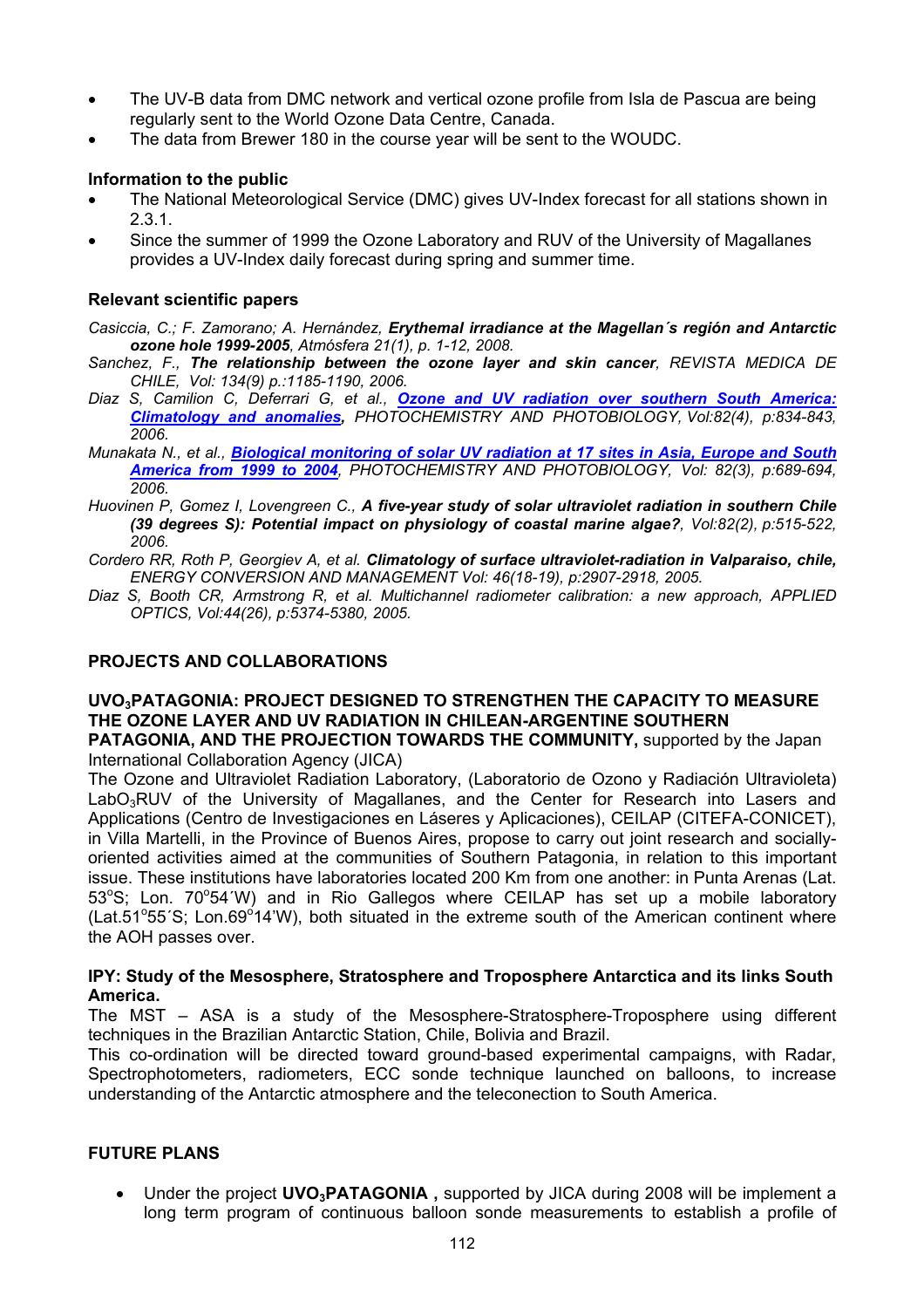- The UV-B data from DMC network and vertical ozone profile from Isla de Pascua are being regularly sent to the World Ozone Data Centre, Canada.
- The data from Brewer 180 in the course year will be sent to the WOUDC.

**Information to the public**

- The National Meteorological Service (DMC) gives UV-Index forecast for all stations shown in 2.3.1.
- Since the summer of 1999 the Ozone Laboratory and RUV of the University of Magallanes provides a UV-Index daily forecast during spring and summer time.

**Relevant scientific papers**

*Casiccia, C.; F. Zamorano; A. Hernández,* ***Erythemal irradiance at the Magellan´s región and Antarctic ozone hole 1999-2005****, Atmósfera 21(1), p. 1-12, 2008.*

*Sanchez, F.,* ***The relationship between the ozone layer and skin cancer****, REVISTA MEDICA DE CHILE, Vol: 134(9) p.:1185-1190, 2006.*

*Diaz S, Camilion C, Deferrari G, et al.,* ***Ozone and UV radiation over southern South America: Climatology and anomalies****, PHOTOCHEMISTRY AND PHOTOBIOLOGY, Vol:82(4), p:834-843, 2006.*

*Munakata N., et al.,* ***Biological monitoring of solar UV radiation at 17 sites in Asia, Europe and South America from 1999 to 2004****, PHOTOCHEMISTRY AND PHOTOBIOLOGY, Vol: 82(3), p:689-694, 2006.*

*Huovinen P, Gomez I, Lovengreen C.,* ***A five-year study of solar ultraviolet radiation in southern Chile (39 degrees S): Potential impact on physiology of coastal marine algae?****, Vol:82(2), p:515-522, 2006.*

*Cordero RR, Roth P, Georgiev A, et al.* ***Climatology of surface ultraviolet-radiation in Valparaiso, chile,*** *ENERGY CONVERSION AND MANAGEMENT Vol: 46(18-19), p:2907-2918, 2005.*

*Diaz S, Booth CR, Armstrong R, et al. Multichannel radiometer calibration: a new approach, APPLIED OPTICS, Vol:44(26), p:5374-5380, 2005.*

## PROJECTS AND COLLABORATIONS

**UVO$_3$PATAGONIA: PROJECT DESIGNED TO STRENGTHEN THE CAPACITY TO MEASURE THE OZONE LAYER AND UV RADIATION IN CHILEAN-ARGENTINE SOUTHERN PATAGONIA, AND THE PROJECTION TOWARDS THE COMMUNITY,** supported by the Japan International Collaboration Agency (JICA)

The Ozone and Ultraviolet Radiation Laboratory, (Laboratorio de Ozono y Radiación Ultravioleta) LabO$_3$RUV of the University of Magallanes, and the Center for Research into Lasers and Applications (Centro de Investigaciones en Láseres y Aplicaciones), CEILAP (CITEFA-CONICET), in Villa Martelli, in the Province of Buenos Aires, propose to carry out joint research and socially-oriented activities aimed at the communities of Southern Patagonia, in relation to this important issue. These institutions have laboratories located 200 Km from one another: in Punta Arenas (Lat. 53°S; Lon. 70°54´W) and in Rio Gallegos where CEILAP has set up a mobile laboratory (Lat.51°55´S; Lon.69°14'W), both situated in the extreme south of the American continent where the AOH passes over.

**IPY: Study of the Mesosphere, Stratosphere and Troposphere Antarctica and its links South America.**

The MST – ASA is a study of the Mesosphere-Stratosphere-Troposphere using different techniques in the Brazilian Antarctic Station, Chile, Bolivia and Brazil.

This co-ordination will be directed toward ground-based experimental campaigns, with Radar, Spectrophotometers, radiometers, ECC sonde technique launched on balloons, to increase understanding of the Antarctic atmosphere and the teleconection to South America.

## FUTURE PLANS

- Under the project **UVO$_3$PATAGONIA ,** supported by JICA during 2008 will be implement a long term program of continuous balloon sonde measurements to establish a profile of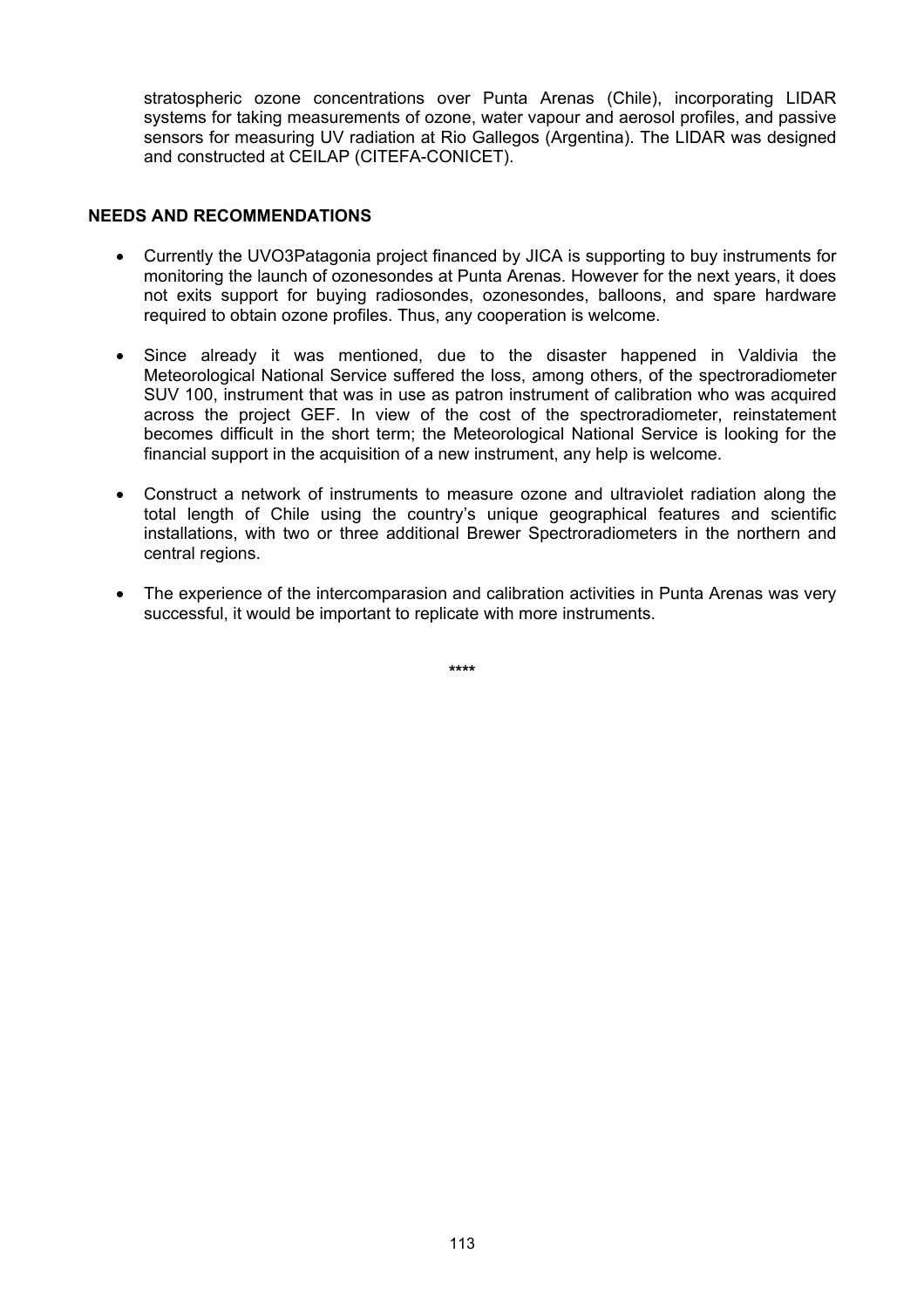stratospheric ozone concentrations over Punta Arenas (Chile), incorporating LIDAR systems for taking measurements of ozone, water vapour and aerosol profiles, and passive sensors for measuring UV radiation at Rio Gallegos (Argentina). The LIDAR was designed and constructed at CEILAP (CITEFA-CONICET).

## NEEDS AND RECOMMENDATIONS

- Currently the UVO3Patagonia project financed by JICA is supporting to buy instruments for monitoring the launch of ozonesondes at Punta Arenas. However for the next years, it does not exits support for buying radiosondes, ozonesondes, balloons, and spare hardware required to obtain ozone profiles. Thus, any cooperation is welcome.

- Since already it was mentioned, due to the disaster happened in Valdivia the Meteorological National Service suffered the loss, among others, of the spectroradiometer SUV 100, instrument that was in use as patron instrument of calibration who was acquired across the project GEF. In view of the cost of the spectroradiometer, reinstatement becomes difficult in the short term; the Meteorological National Service is looking for the financial support in the acquisition of a new instrument, any help is welcome.

- Construct a network of instruments to measure ozone and ultraviolet radiation along the total length of Chile using the country's unique geographical features and scientific installations, with two or three additional Brewer Spectroradiometers in the northern and central regions.

- The experience of the intercomparasion and calibration activities in Punta Arenas was very successful, it would be important to replicate with more instruments.

****